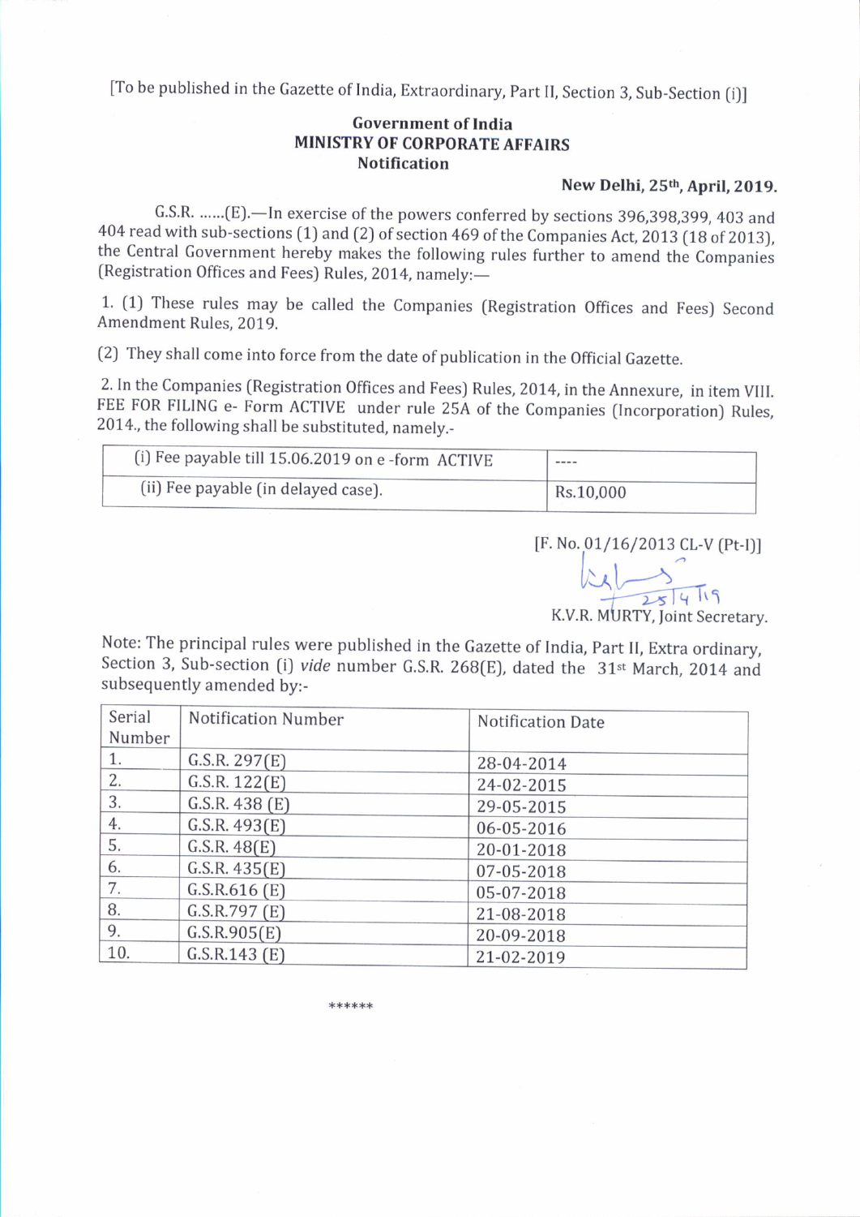[To be published in the Gazette of India, Extraordinary, Part II, Section 3, Sub-Section (i)]

**Government of India**
**MINISTRY OF CORPORATE AFFAIRS**
**Notification**

**New Delhi, 25th, April, 2019.**

G.S.R. ......(E).—In exercise of the powers conferred by sections 396,398,399, 403 and 404 read with sub-sections (1) and (2) of section 469 of the Companies Act, 2013 (18 of 2013), the Central Government hereby makes the following rules further to amend the Companies (Registration Offices and Fees) Rules, 2014, namely:—

1. (1) These rules may be called the Companies (Registration Offices and Fees) Second Amendment Rules, 2019.

(2) They shall come into force from the date of publication in the Official Gazette.

2. In the Companies (Registration Offices and Fees) Rules, 2014, in the Annexure, in item VIII. FEE FOR FILING e- Form ACTIVE under rule 25A of the Companies (Incorporation) Rules, 2014., the following shall be substituted, namely.-

| (i) Fee payable till 15.06.2019 on e -form ACTIVE | ---- |
|---|---|
| (ii) Fee payable (in delayed case). | Rs.10,000 |

[F. No. 01/16/2013 CL-V (Pt-I)]

25/4/19
K.V.R. MURTY, Joint Secretary.

Note: The principal rules were published in the Gazette of India, Part II, Extra ordinary, Section 3, Sub-section (i) *vide* number G.S.R. 268(E), dated the 31st March, 2014 and subsequently amended by:-

| Serial Number | Notification Number | Notification Date |
|---|---|---|
| 1. | G.S.R. 297(E) | 28-04-2014 |
| 2. | G.S.R. 122(E) | 24-02-2015 |
| 3. | G.S.R. 438 (E) | 29-05-2015 |
| 4. | G.S.R. 493(E) | 06-05-2016 |
| 5. | G.S.R. 48(E) | 20-01-2018 |
| 6. | G.S.R. 435(E) | 07-05-2018 |
| 7. | G.S.R.616 (E) | 05-07-2018 |
| 8. | G.S.R.797 (E) | 21-08-2018 |
| 9. | G.S.R.905(E) | 20-09-2018 |
| 10. | G.S.R.143 (E) | 21-02-2019 |

******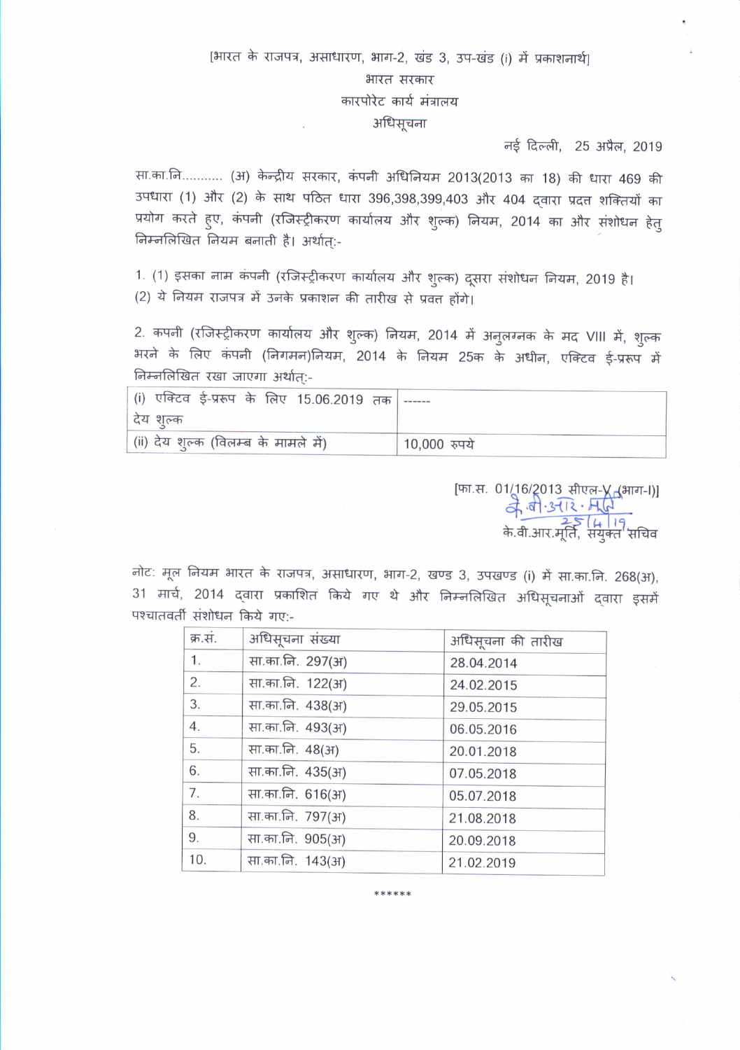[भारत के राजपत्र, असाधारण, भाग-2, खंड 3, उप-खंड (i) में प्रकाशनार्थ]

भारत सरकार

कारपोरेट कार्य मंत्रालय

अधिसूचना

नई दिल्ली, 25 अप्रैल, 2019

सा.का.नि.......... (अ) केन्द्रीय सरकार, कंपनी अधिनियम 2013(2013 का 18) की धारा 469 की उपधारा (1) और (2) के साथ पठित धारा 396,398,399,403 और 404 द्वारा प्रदत्त शक्तियों का प्रयोग करते हुए, कंपनी (रजिस्ट्रीकरण कार्यालय और शुल्क) नियम, 2014 का और संशोधन हेतु निम्नलिखित नियम बनाती है। अर्थात्:-

1. (1) इसका नाम कंपनी (रजिस्ट्रीकरण कार्यालय और शुल्क) दूसरा संशोधन नियम, 2019 है।
(2) ये नियम राजपत्र में उनके प्रकाशन की तारीख से प्रवत्त होंगे।

2. कपनी (रजिस्ट्रीकरण कार्यालय और शुल्क) नियम, 2014 में अनुलग्नक के मद VIII में, शुल्क भरने के लिए कंपनी (निगमन)नियम, 2014 के नियम 25क के अधीन, एक्टिव ई-प्ररूप में निम्नलिखित रखा जाएगा अर्थात्:-

| | |
|---|---|
| (i) एक्टिव ई-प्ररूप के लिए 15.06.2019 तक देय शुल्क | ------ |
| (ii) देय शुल्क (विलम्ब के मामले में) | 10,000 रुपये |

[फा.स. 01/16/2013 सीएल-V (भाग-I)]

के.वी.आर.मूर्ति 25/4/19

के.वी.आर.मूर्ति, संयुक्त सचिव

नोट: मूल नियम भारत के राजपत्र, असाधारण, भाग-2, खण्ड 3, उपखण्ड (i) में सा.का.नि. 268(अ), 31 मार्च, 2014 द्वारा प्रकाशित किये गए थे और निम्नलिखित अधिसूचनाओं द्वारा इसमें पश्चातवर्ती संशोधन किये गए:-

| क्र.सं. | अधिसूचना संख्या | अधिसूचना की तारीख |
|---|---|---|
| 1. | सा.का.नि. 297(अ) | 28.04.2014 |
| 2. | सा.का.नि. 122(अ) | 24.02.2015 |
| 3. | सा.का.नि. 438(अ) | 29.05.2015 |
| 4. | सा.का.नि. 493(अ) | 06.05.2016 |
| 5. | सा.का.नि. 48(अ) | 20.01.2018 |
| 6. | सा.का.नि. 435(अ) | 07.05.2018 |
| 7. | सा.का.नि. 616(अ) | 05.07.2018 |
| 8. | सा.का.नि. 797(अ) | 21.08.2018 |
| 9. | सा.का.नि. 905(अ) | 20.09.2018 |
| 10. | सा.का.नि. 143(अ) | 21.02.2019 |

******